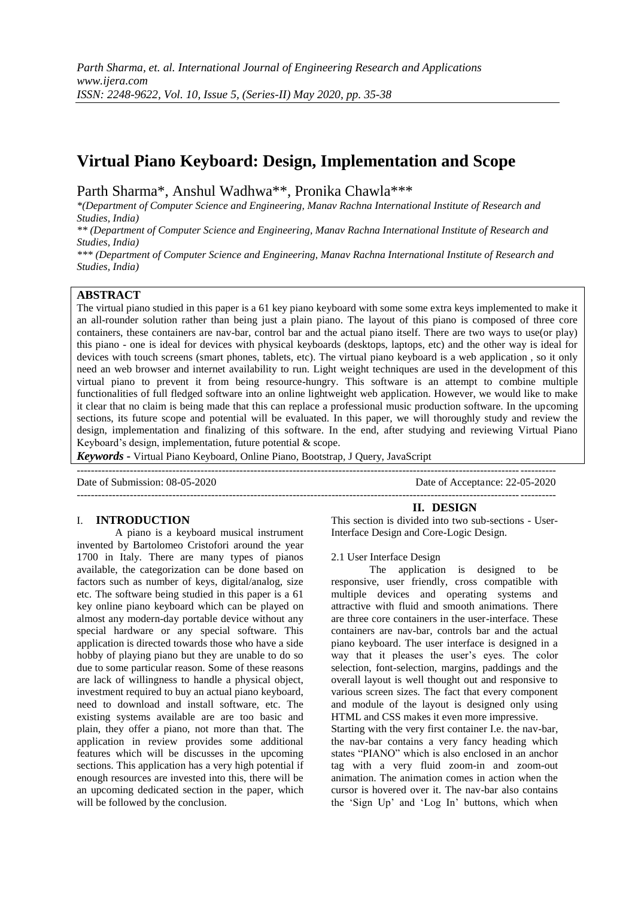# Virtual Piano Keyboard: Design, Implementation and Scope

Parth Sharma*, Anshul Wadhwa**, Pronika Chawla***

*(Department of Computer Science and Engineering, Manav Rachna International Institute of Research and Studies, India)

** (Department of Computer Science and Engineering, Manav Rachna International Institute of Research and Studies, India)

*** (Department of Computer Science and Engineering, Manav Rachna International Institute of Research and Studies, India)

## ABSTRACT

The virtual piano studied in this paper is a 61 key piano keyboard with some some extra keys implemented to make it an all-rounder solution rather than being just a plain piano. The layout of this piano is composed of three core containers, these containers are nav-bar, control bar and the actual piano itself. There are two ways to use(or play) this piano - one is ideal for devices with physical keyboards (desktops, laptops, etc) and the other way is ideal for devices with touch screens (smart phones, tablets, etc). The virtual piano keyboard is a web application , so it only need an web browser and internet availability to run. Light weight techniques are used in the development of this virtual piano to prevent it from being resource-hungry. This software is an attempt to combine multiple functionalities of full fledged software into an online lightweight web application. However, we would like to make it clear that no claim is being made that this can replace a professional music production software. In the upcoming sections, its future scope and potential will be evaluated. In this paper, we will thoroughly study and review the design, implementation and finalizing of this software. In the end, after studying and reviewing Virtual Piano Keyboard's design, implementation, future potential & scope.

***Keywords*** **-** Virtual Piano Keyboard, Online Piano, Bootstrap, J Query, JavaScript

Date of Submission: 08-05-2020 Date of Acceptance: 22-05-2020

## I. INTRODUCTION

A piano is a keyboard musical instrument invented by Bartolomeo Cristofori around the year 1700 in Italy. There are many types of pianos available, the categorization can be done based on factors such as number of keys, digital/analog, size etc. The software being studied in this paper is a 61 key online piano keyboard which can be played on almost any modern-day portable device without any special hardware or any special software. This application is directed towards those who have a side hobby of playing piano but they are unable to do so due to some particular reason. Some of these reasons are lack of willingness to handle a physical object, investment required to buy an actual piano keyboard, need to download and install software, etc. The existing systems available are are too basic and plain, they offer a piano, not more than that. The application in review provides some additional features which will be discusses in the upcoming sections. This application has a very high potential if enough resources are invested into this, there will be an upcoming dedicated section in the paper, which will be followed by the conclusion.

## II. DESIGN

This section is divided into two sub-sections - User-Interface Design and Core-Logic Design.

### 2.1 User Interface Design

The application is designed to be responsive, user friendly, cross compatible with multiple devices and operating systems and attractive with fluid and smooth animations. There are three core containers in the user-interface. These containers are nav-bar, controls bar and the actual piano keyboard. The user interface is designed in a way that it pleases the user's eyes. The color selection, font-selection, margins, paddings and the overall layout is well thought out and responsive to various screen sizes. The fact that every component and module of the layout is designed only using HTML and CSS makes it even more impressive.

Starting with the very first container I.e. the nav-bar, the nav-bar contains a very fancy heading which states "PIANO" which is also enclosed in an anchor tag with a very fluid zoom-in and zoom-out animation. The animation comes in action when the cursor is hovered over it. The nav-bar also contains the 'Sign Up' and 'Log In' buttons, which when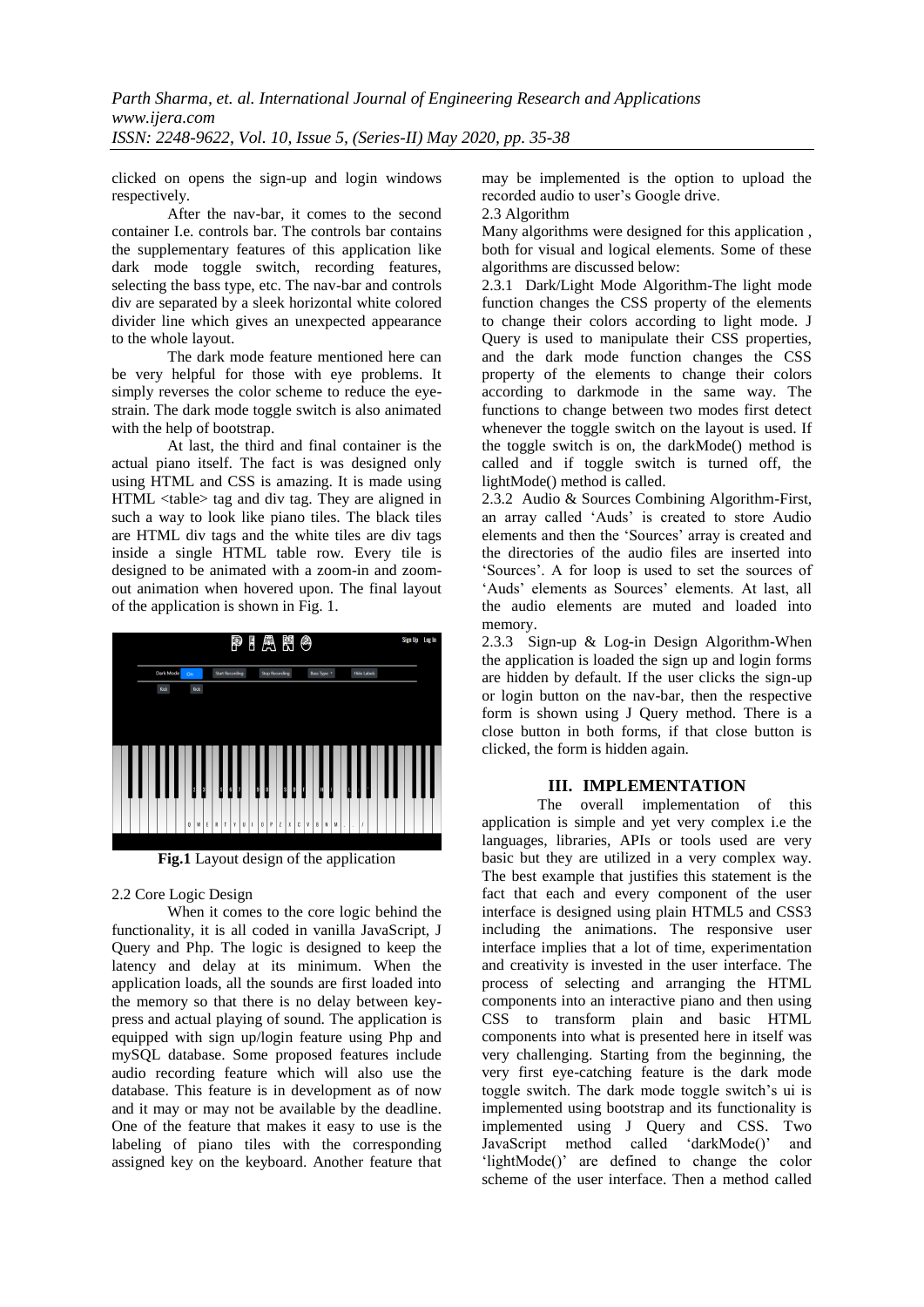clicked on opens the sign-up and login windows respectively.

After the nav-bar, it comes to the second container I.e. controls bar. The controls bar contains the supplementary features of this application like dark mode toggle switch, recording features, selecting the bass type, etc. The nav-bar and controls div are separated by a sleek horizontal white colored divider line which gives an unexpected appearance to the whole layout.

The dark mode feature mentioned here can be very helpful for those with eye problems. It simply reverses the color scheme to reduce the eye-strain. The dark mode toggle switch is also animated with the help of bootstrap.

At last, the third and final container is the actual piano itself. The fact is was designed only using HTML and CSS is amazing. It is made using HTML <table> tag and div tag. They are aligned in such a way to look like piano tiles. The black tiles are HTML div tags and the white tiles are div tags inside a single HTML table row. Every tile is designed to be animated with a zoom-in and zoom-out animation when hovered upon. The final layout of the application is shown in Fig. 1.

**Fig.1** Layout design of the application

2.2 Core Logic Design

When it comes to the core logic behind the functionality, it is all coded in vanilla JavaScript, J Query and Php. The logic is designed to keep the latency and delay at its minimum. When the application loads, all the sounds are first loaded into the memory so that there is no delay between key-press and actual playing of sound. The application is equipped with sign up/login feature using Php and mySQL database. Some proposed features include audio recording feature which will also use the database. This feature is in development as of now and it may or may not be available by the deadline. One of the feature that makes it easy to use is the labeling of piano tiles with the corresponding assigned key on the keyboard. Another feature that may be implemented is the option to upload the recorded audio to user's Google drive.

2.3 Algorithm

Many algorithms were designed for this application , both for visual and logical elements. Some of these algorithms are discussed below:

2.3.1 Dark/Light Mode Algorithm-The light mode function changes the CSS property of the elements to change their colors according to light mode. J Query is used to manipulate their CSS properties, and the dark mode function changes the CSS property of the elements to change their colors according to darkmode in the same way. The functions to change between two modes first detect whenever the toggle switch on the layout is used. If the toggle switch is on, the darkMode() method is called and if toggle switch is turned off, the lightMode() method is called.

2.3.2 Audio & Sources Combining Algorithm-First, an array called 'Auds' is created to store Audio elements and then the 'Sources' array is created and the directories of the audio files are inserted into 'Sources'. A for loop is used to set the sources of 'Auds' elements as Sources' elements. At last, all the audio elements are muted and loaded into memory.

2.3.3 Sign-up & Log-in Design Algorithm-When the application is loaded the sign up and login forms are hidden by default. If the user clicks the sign-up or login button on the nav-bar, then the respective form is shown using J Query method. There is a close button in both forms, if that close button is clicked, the form is hidden again.

## III. IMPLEMENTATION

The overall implementation of this application is simple and yet very complex i.e the languages, libraries, APIs or tools used are very basic but they are utilized in a very complex way. The best example that justifies this statement is the fact that each and every component of the user interface is designed using plain HTML5 and CSS3 including the animations. The responsive user interface implies that a lot of time, experimentation and creativity is invested in the user interface. The process of selecting and arranging the HTML components into an interactive piano and then using CSS to transform plain and basic HTML components into what is presented here in itself was very challenging. Starting from the beginning, the very first eye-catching feature is the dark mode toggle switch. The dark mode toggle switch's ui is implemented using bootstrap and its functionality is implemented using J Query and CSS. Two JavaScript method called 'darkMode()' and 'lightMode()' are defined to change the color scheme of the user interface. Then a method called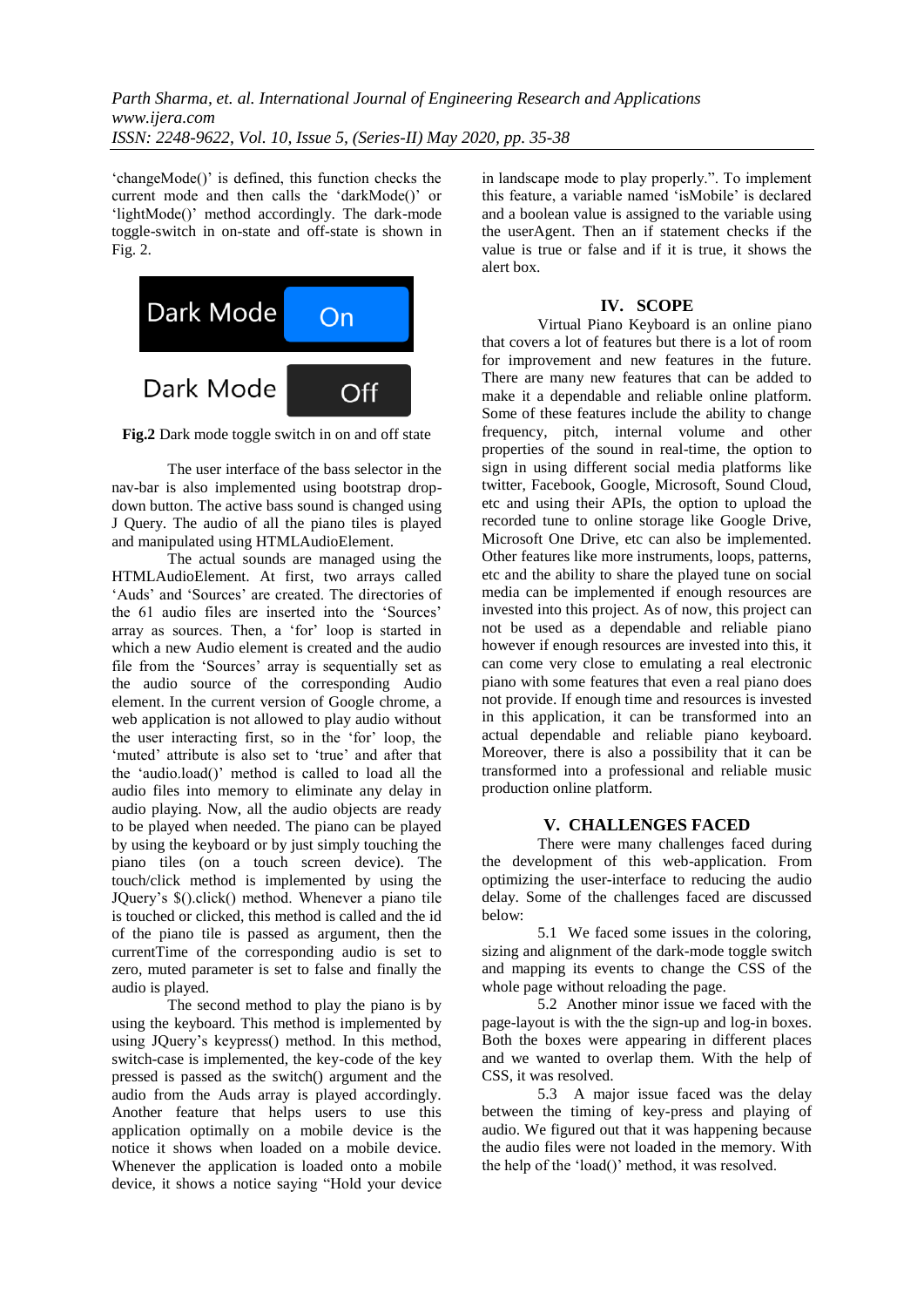'changeMode()' is defined, this function checks the current mode and then calls the 'darkMode()' or 'lightMode()' method accordingly. The dark-mode toggle-switch in on-state and off-state is shown in Fig. 2.

Dark Mode On

Dark Mode Off

**Fig.2** Dark mode toggle switch in on and off state

The user interface of the bass selector in the nav-bar is also implemented using bootstrap drop-down button. The active bass sound is changed using J Query. The audio of all the piano tiles is played and manipulated using HTMLAudioElement.

The actual sounds are managed using the HTMLAudioElement. At first, two arrays called 'Auds' and 'Sources' are created. The directories of the 61 audio files are inserted into the 'Sources' array as sources. Then, a 'for' loop is started in which a new Audio element is created and the audio file from the 'Sources' array is sequentially set as the audio source of the corresponding Audio element. In the current version of Google chrome, a web application is not allowed to play audio without the user interacting first, so in the 'for' loop, the 'muted' attribute is also set to 'true' and after that the 'audio.load()' method is called to load all the audio files into memory to eliminate any delay in audio playing. Now, all the audio objects are ready to be played when needed. The piano can be played by using the keyboard or by just simply touching the piano tiles (on a touch screen device). The touch/click method is implemented by using the JQuery's $().click() method. Whenever a piano tile is touched or clicked, this method is called and the id of the piano tile is passed as argument, then the currentTime of the corresponding audio is set to zero, muted parameter is set to false and finally the audio is played.

The second method to play the piano is by using the keyboard. This method is implemented by using JQuery's keypress() method. In this method, switch-case is implemented, the key-code of the key pressed is passed as the switch() argument and the audio from the Auds array is played accordingly. Another feature that helps users to use this application optimally on a mobile device is the notice it shows when loaded on a mobile device. Whenever the application is loaded onto a mobile device, it shows a notice saying "Hold your device in landscape mode to play properly.". To implement this feature, a variable named 'isMobile' is declared and a boolean value is assigned to the variable using the userAgent. Then an if statement checks if the value is true or false and if it is true, it shows the alert box.

## IV. SCOPE

Virtual Piano Keyboard is an online piano that covers a lot of features but there is a lot of room for improvement and new features in the future. There are many new features that can be added to make it a dependable and reliable online platform. Some of these features include the ability to change frequency, pitch, internal volume and other properties of the sound in real-time, the option to sign in using different social media platforms like twitter, Facebook, Google, Microsoft, Sound Cloud, etc and using their APIs, the option to upload the recorded tune to online storage like Google Drive, Microsoft One Drive, etc can also be implemented. Other features like more instruments, loops, patterns, etc and the ability to share the played tune on social media can be implemented if enough resources are invested into this project. As of now, this project can not be used as a dependable and reliable piano however if enough resources are invested into this, it can come very close to emulating a real electronic piano with some features that even a real piano does not provide. If enough time and resources is invested in this application, it can be transformed into an actual dependable and reliable piano keyboard. Moreover, there is also a possibility that it can be transformed into a professional and reliable music production online platform.

## V. CHALLENGES FACED

There were many challenges faced during the development of this web-application. From optimizing the user-interface to reducing the audio delay. Some of the challenges faced are discussed below:

5.1 We faced some issues in the coloring, sizing and alignment of the dark-mode toggle switch and mapping its events to change the CSS of the whole page without reloading the page.

5.2 Another minor issue we faced with the page-layout is with the the sign-up and log-in boxes. Both the boxes were appearing in different places and we wanted to overlap them. With the help of CSS, it was resolved.

5.3 A major issue faced was the delay between the timing of key-press and playing of audio. We figured out that it was happening because the audio files were not loaded in the memory. With the help of the 'load()' method, it was resolved.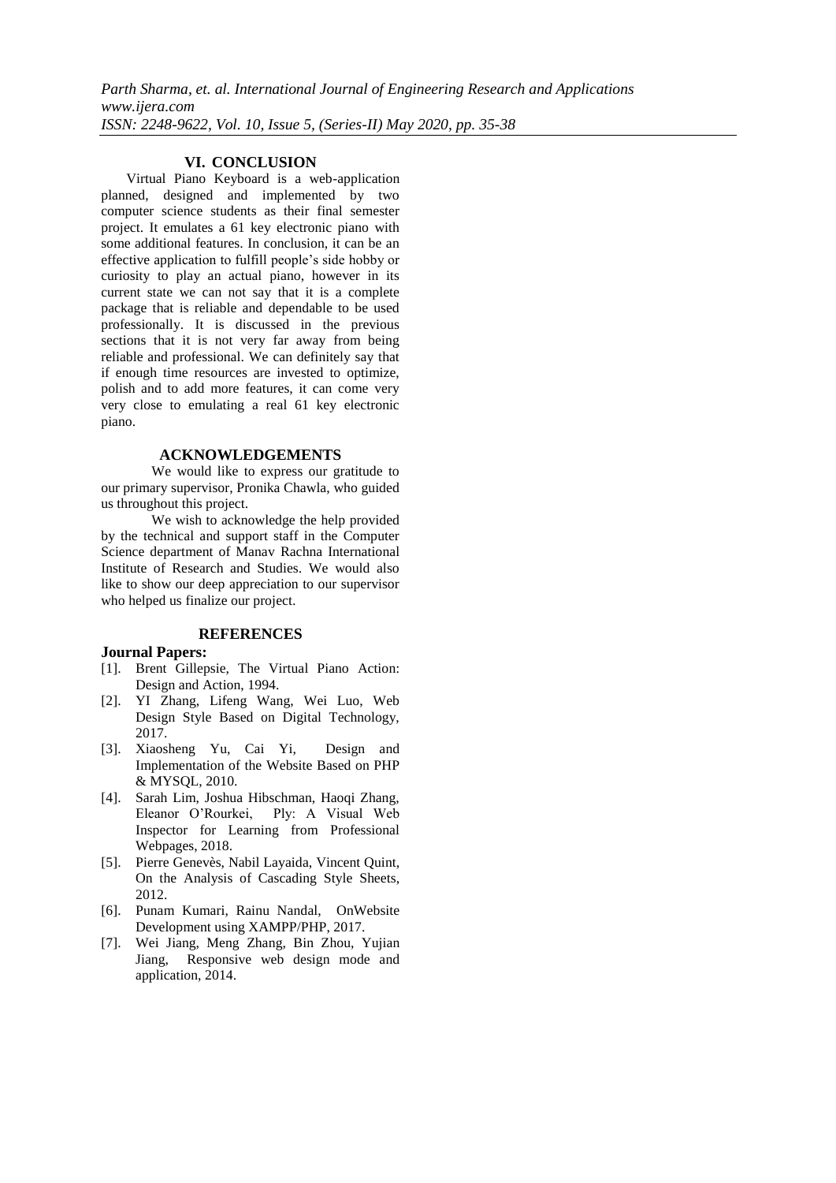## VI. CONCLUSION

Virtual Piano Keyboard is a web-application planned, designed and implemented by two computer science students as their final semester project. It emulates a 61 key electronic piano with some additional features. In conclusion, it can be an effective application to fulfill people's side hobby or curiosity to play an actual piano, however in its current state we can not say that it is a complete package that is reliable and dependable to be used professionally. It is discussed in the previous sections that it is not very far away from being reliable and professional. We can definitely say that if enough time resources are invested to optimize, polish and to add more features, it can come very very close to emulating a real 61 key electronic piano.

## ACKNOWLEDGEMENTS

We would like to express our gratitude to our primary supervisor, Pronika Chawla, who guided us throughout this project.

We wish to acknowledge the help provided by the technical and support staff in the Computer Science department of Manav Rachna International Institute of Research and Studies. We would also like to show our deep appreciation to our supervisor who helped us finalize our project.

## REFERENCES

**Journal Papers:**

[1]. Brent Gillepsie, The Virtual Piano Action: Design and Action, 1994.

[2]. YI Zhang, Lifeng Wang, Wei Luo, Web Design Style Based on Digital Technology, 2017.

[3]. Xiaosheng Yu, Cai Yi, Design and Implementation of the Website Based on PHP & MYSQL, 2010.

[4]. Sarah Lim, Joshua Hibschman, Haoqi Zhang, Eleanor O'Rourkei, Ply: A Visual Web Inspector for Learning from Professional Webpages, 2018.

[5]. Pierre Genevès, Nabil Layaida, Vincent Quint, On the Analysis of Cascading Style Sheets, 2012.

[6]. Punam Kumari, Rainu Nandal, OnWebsite Development using XAMPP/PHP, 2017.

[7]. Wei Jiang, Meng Zhang, Bin Zhou, Yujian Jiang, Responsive web design mode and application, 2014.